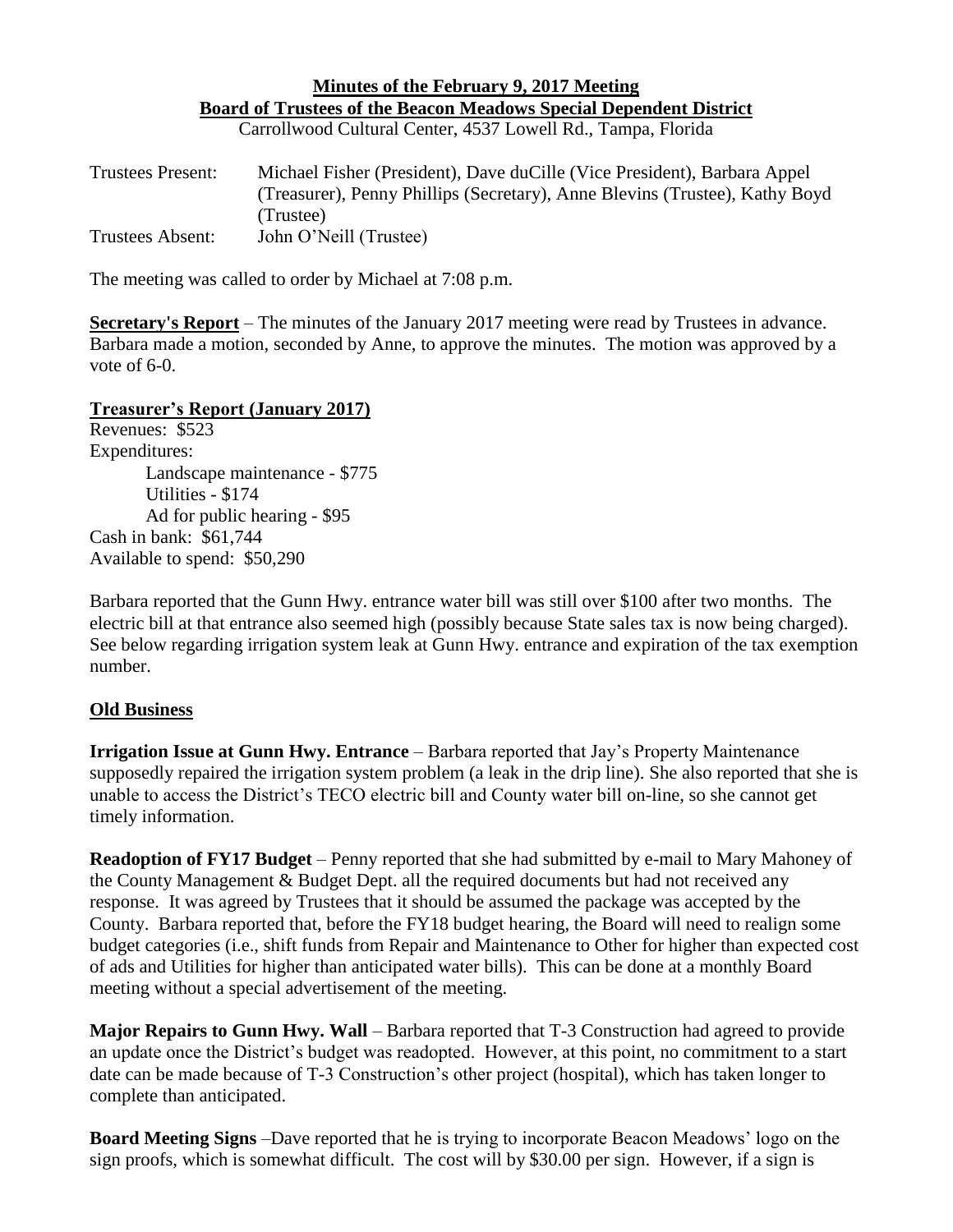**Minutes of the February 9, 2017 Meeting**
**Board of Trustees of the Beacon Meadows Special Dependent District**
Carrollwood Cultural Center, 4537 Lowell Rd., Tampa, Florida

Trustees Present: Michael Fisher (President), Dave duCille (Vice President), Barbara Appel (Treasurer), Penny Phillips (Secretary), Anne Blevins (Trustee), Kathy Boyd (Trustee)
Trustees Absent: John O'Neill (Trustee)

The meeting was called to order by Michael at 7:08 p.m.

**Secretary's Report** – The minutes of the January 2017 meeting were read by Trustees in advance. Barbara made a motion, seconded by Anne, to approve the minutes. The motion was approved by a vote of 6-0.

**Treasurer's Report (January 2017)**

Revenues: $523
Expenditures:
- Landscape maintenance - $775
- Utilities - $174
- Ad for public hearing - $95

Cash in bank: $61,744
Available to spend: $50,290

Barbara reported that the Gunn Hwy. entrance water bill was still over $100 after two months. The electric bill at that entrance also seemed high (possibly because State sales tax is now being charged). See below regarding irrigation system leak at Gunn Hwy. entrance and expiration of the tax exemption number.

**Old Business**

**Irrigation Issue at Gunn Hwy. Entrance** – Barbara reported that Jay's Property Maintenance supposedly repaired the irrigation system problem (a leak in the drip line). She also reported that she is unable to access the District's TECO electric bill and County water bill on-line, so she cannot get timely information.

**Readoption of FY17 Budget** – Penny reported that she had submitted by e-mail to Mary Mahoney of the County Management & Budget Dept. all the required documents but had not received any response. It was agreed by Trustees that it should be assumed the package was accepted by the County. Barbara reported that, before the FY18 budget hearing, the Board will need to realign some budget categories (i.e., shift funds from Repair and Maintenance to Other for higher than expected cost of ads and Utilities for higher than anticipated water bills). This can be done at a monthly Board meeting without a special advertisement of the meeting.

**Major Repairs to Gunn Hwy. Wall** – Barbara reported that T-3 Construction had agreed to provide an update once the District's budget was readopted. However, at this point, no commitment to a start date can be made because of T-3 Construction's other project (hospital), which has taken longer to complete than anticipated.

**Board Meeting Signs** –Dave reported that he is trying to incorporate Beacon Meadows' logo on the sign proofs, which is somewhat difficult. The cost will by $30.00 per sign. However, if a sign is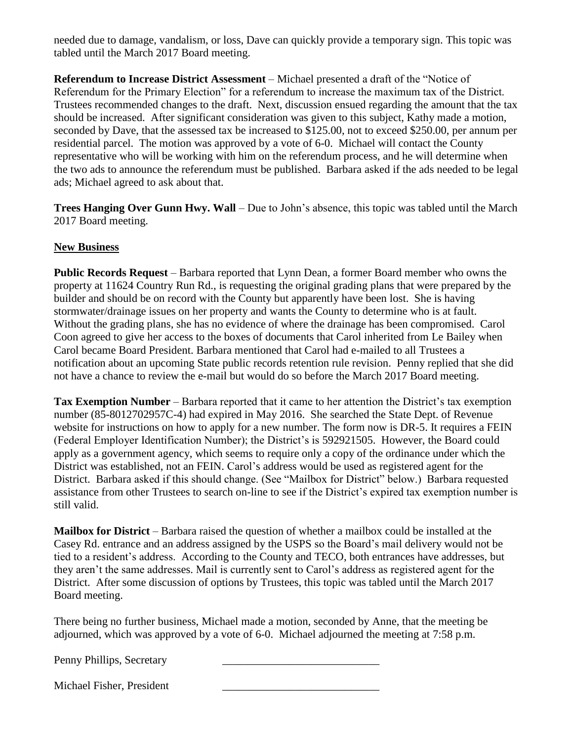needed due to damage, vandalism, or loss, Dave can quickly provide a temporary sign. This topic was tabled until the March 2017 Board meeting.

**Referendum to Increase District Assessment** – Michael presented a draft of the "Notice of Referendum for the Primary Election" for a referendum to increase the maximum tax of the District. Trustees recommended changes to the draft. Next, discussion ensued regarding the amount that the tax should be increased. After significant consideration was given to this subject, Kathy made a motion, seconded by Dave, that the assessed tax be increased to $125.00, not to exceed $250.00, per annum per residential parcel. The motion was approved by a vote of 6-0. Michael will contact the County representative who will be working with him on the referendum process, and he will determine when the two ads to announce the referendum must be published. Barbara asked if the ads needed to be legal ads; Michael agreed to ask about that.

**Trees Hanging Over Gunn Hwy. Wall** – Due to John's absence, this topic was tabled until the March 2017 Board meeting.

## New Business

**Public Records Request** – Barbara reported that Lynn Dean, a former Board member who owns the property at 11624 Country Run Rd., is requesting the original grading plans that were prepared by the builder and should be on record with the County but apparently have been lost. She is having stormwater/drainage issues on her property and wants the County to determine who is at fault. Without the grading plans, she has no evidence of where the drainage has been compromised. Carol Coon agreed to give her access to the boxes of documents that Carol inherited from Le Bailey when Carol became Board President. Barbara mentioned that Carol had e-mailed to all Trustees a notification about an upcoming State public records retention rule revision. Penny replied that she did not have a chance to review the e-mail but would do so before the March 2017 Board meeting.

**Tax Exemption Number** – Barbara reported that it came to her attention the District's tax exemption number (85-8012702957C-4) had expired in May 2016. She searched the State Dept. of Revenue website for instructions on how to apply for a new number. The form now is DR-5. It requires a FEIN (Federal Employer Identification Number); the District's is 592921505. However, the Board could apply as a government agency, which seems to require only a copy of the ordinance under which the District was established, not an FEIN. Carol's address would be used as registered agent for the District. Barbara asked if this should change. (See "Mailbox for District" below.) Barbara requested assistance from other Trustees to search on-line to see if the District's expired tax exemption number is still valid.

**Mailbox for District** – Barbara raised the question of whether a mailbox could be installed at the Casey Rd. entrance and an address assigned by the USPS so the Board's mail delivery would not be tied to a resident's address. According to the County and TECO, both entrances have addresses, but they aren't the same addresses. Mail is currently sent to Carol's address as registered agent for the District. After some discussion of options by Trustees, this topic was tabled until the March 2017 Board meeting.

There being no further business, Michael made a motion, seconded by Anne, that the meeting be adjourned, which was approved by a vote of 6-0. Michael adjourned the meeting at 7:58 p.m.

Penny Phillips, Secretary ____________________________

Michael Fisher, President ____________________________